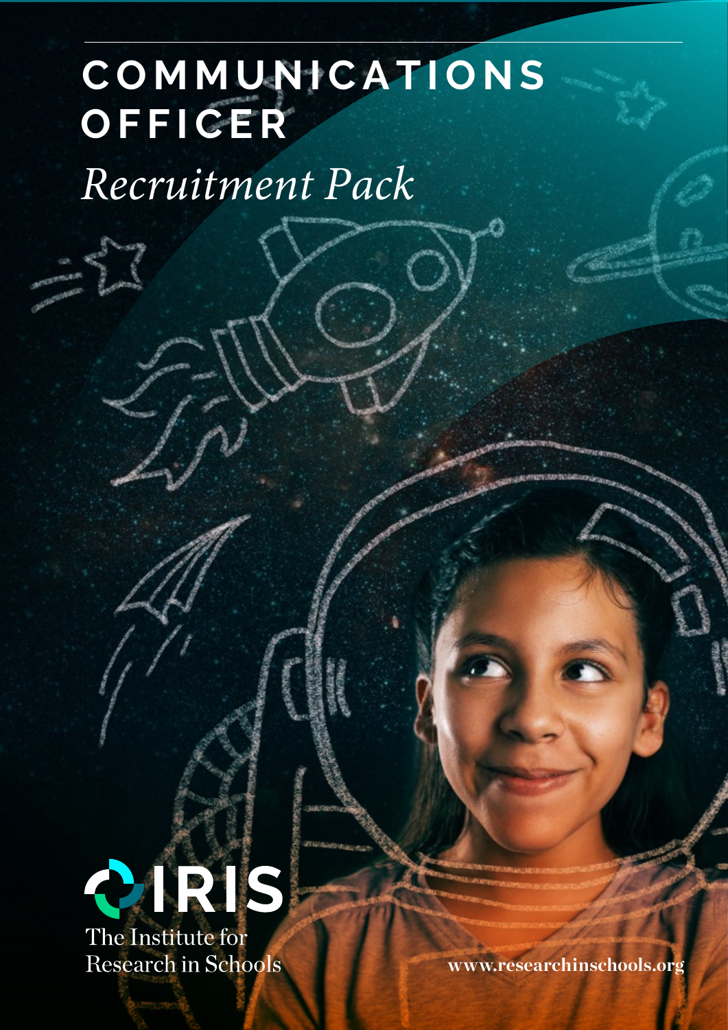# COMMUNICATIONS OFFICER

*Recruitment Pack*

IRIS

The Institute for Research in Schools

www.researchinschools.org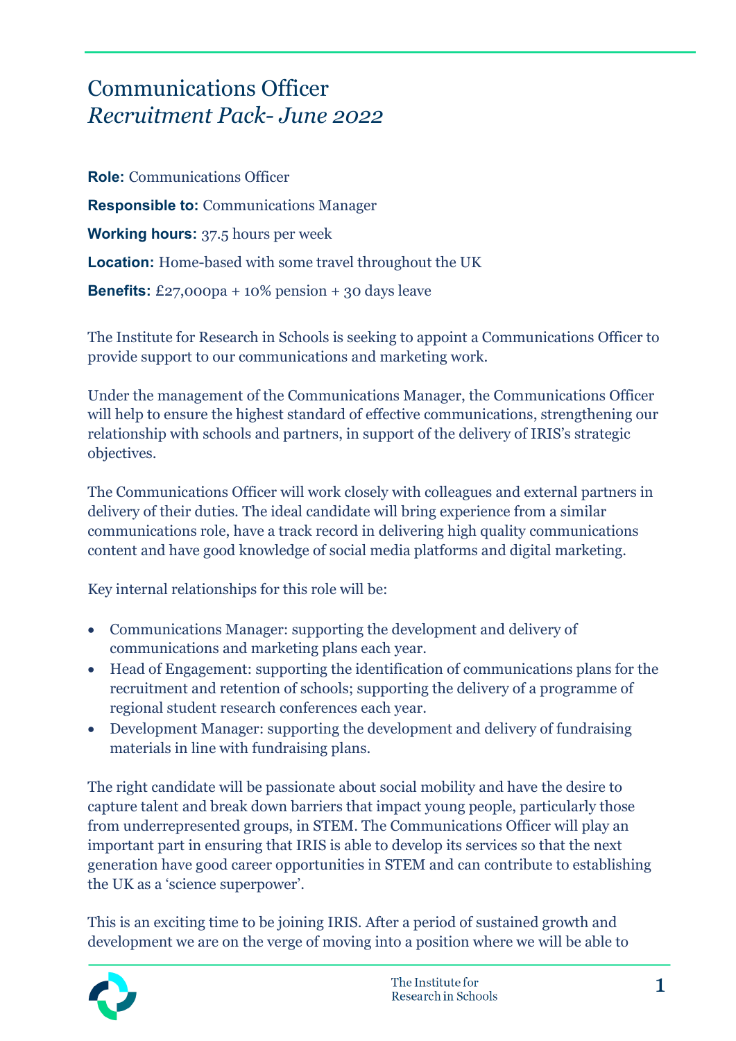# Communications Officer
*Recruitment Pack- June 2022*

**Role:** Communications Officer

**Responsible to:** Communications Manager

**Working hours:** 37.5 hours per week

**Location:** Home-based with some travel throughout the UK

**Benefits:** £27,000pa + 10% pension + 30 days leave

The Institute for Research in Schools is seeking to appoint a Communications Officer to provide support to our communications and marketing work.

Under the management of the Communications Manager, the Communications Officer will help to ensure the highest standard of effective communications, strengthening our relationship with schools and partners, in support of the delivery of IRIS's strategic objectives.

The Communications Officer will work closely with colleagues and external partners in delivery of their duties. The ideal candidate will bring experience from a similar communications role, have a track record in delivering high quality communications content and have good knowledge of social media platforms and digital marketing.

Key internal relationships for this role will be:

- Communications Manager: supporting the development and delivery of communications and marketing plans each year.
- Head of Engagement: supporting the identification of communications plans for the recruitment and retention of schools; supporting the delivery of a programme of regional student research conferences each year.
- Development Manager: supporting the development and delivery of fundraising materials in line with fundraising plans.

The right candidate will be passionate about social mobility and have the desire to capture talent and break down barriers that impact young people, particularly those from underrepresented groups, in STEM. The Communications Officer will play an important part in ensuring that IRIS is able to develop its services so that the next generation have good career opportunities in STEM and can contribute to establishing the UK as a 'science superpower'.

This is an exciting time to be joining IRIS. After a period of sustained growth and development we are on the verge of moving into a position where we will be able to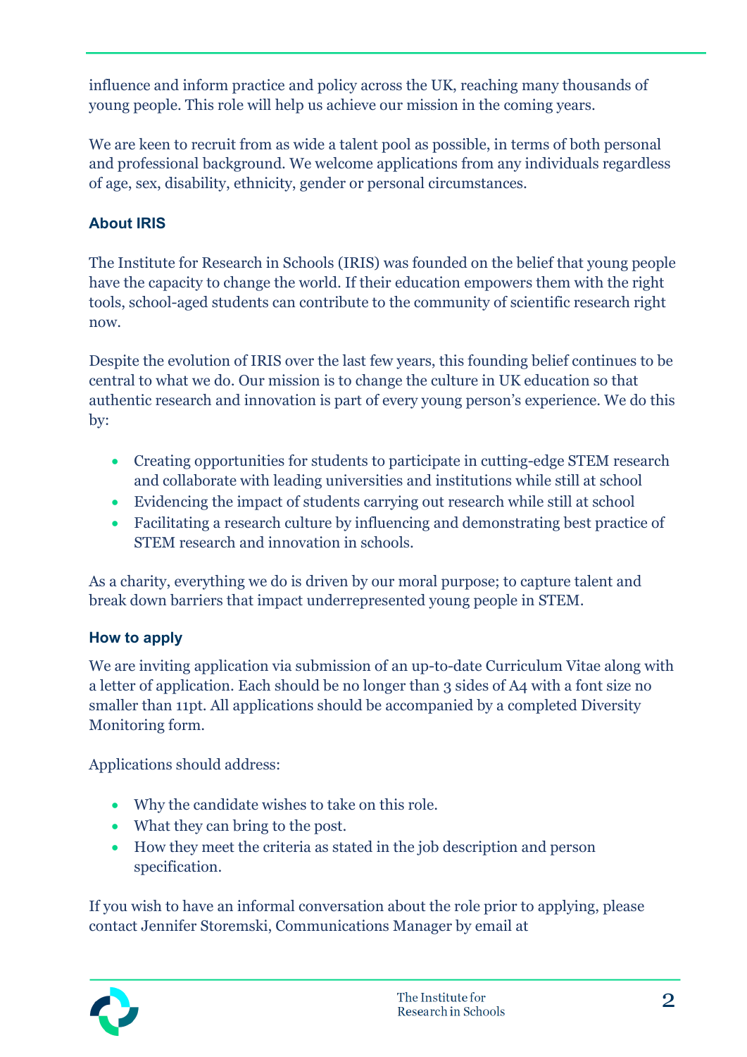influence and inform practice and policy across the UK, reaching many thousands of young people. This role will help us achieve our mission in the coming years.

We are keen to recruit from as wide a talent pool as possible, in terms of both personal and professional background. We welcome applications from any individuals regardless of age, sex, disability, ethnicity, gender or personal circumstances.

### About IRIS

The Institute for Research in Schools (IRIS) was founded on the belief that young people have the capacity to change the world. If their education empowers them with the right tools, school-aged students can contribute to the community of scientific research right now.

Despite the evolution of IRIS over the last few years, this founding belief continues to be central to what we do. Our mission is to change the culture in UK education so that authentic research and innovation is part of every young person's experience. We do this by:

- Creating opportunities for students to participate in cutting-edge STEM research and collaborate with leading universities and institutions while still at school
- Evidencing the impact of students carrying out research while still at school
- Facilitating a research culture by influencing and demonstrating best practice of STEM research and innovation in schools.

As a charity, everything we do is driven by our moral purpose; to capture talent and break down barriers that impact underrepresented young people in STEM.

### How to apply

We are inviting application via submission of an up-to-date Curriculum Vitae along with a letter of application. Each should be no longer than 3 sides of A4 with a font size no smaller than 11pt. All applications should be accompanied by a completed Diversity Monitoring form.

Applications should address:

- Why the candidate wishes to take on this role.
- What they can bring to the post.
- How they meet the criteria as stated in the job description and person specification.

If you wish to have an informal conversation about the role prior to applying, please contact Jennifer Storemski, Communications Manager by email at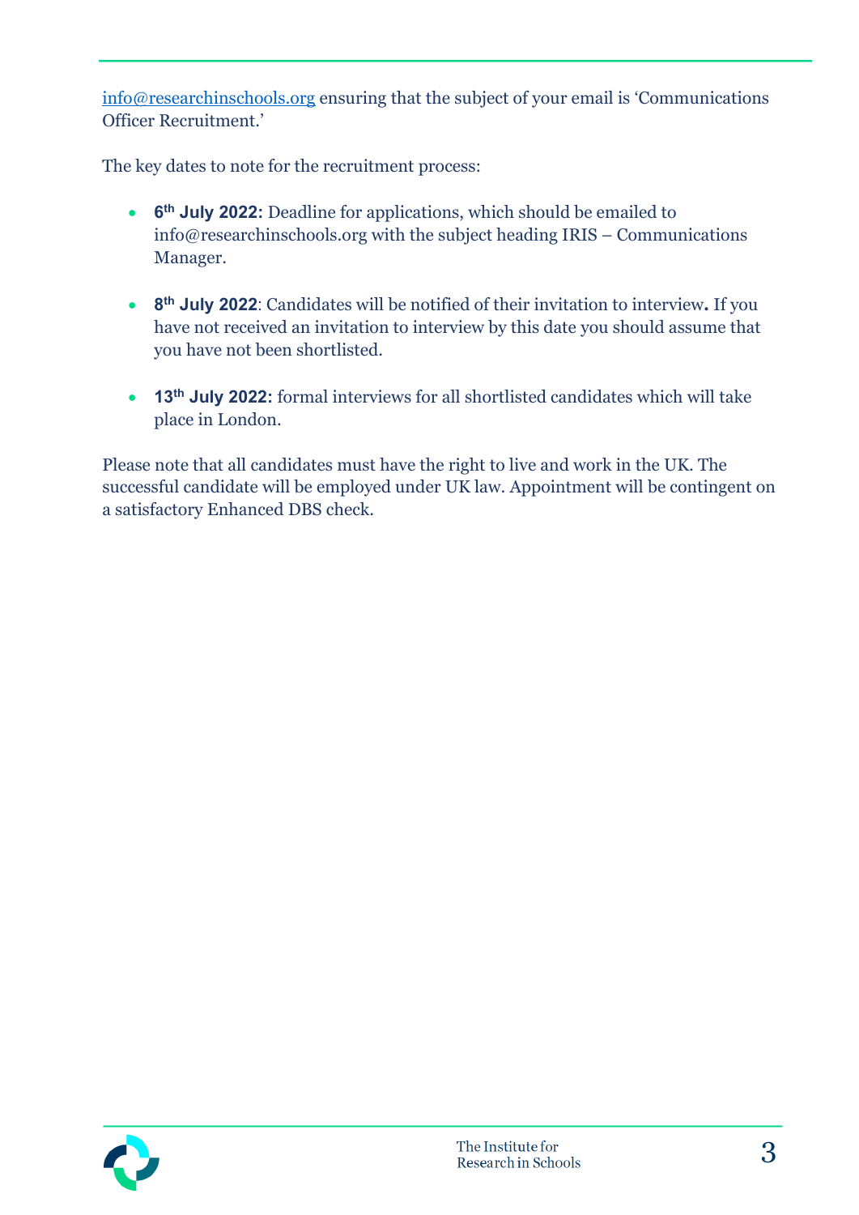info@researchinschools.org ensuring that the subject of your email is 'Communications Officer Recruitment.'

The key dates to note for the recruitment process:

- **6th July 2022:** Deadline for applications, which should be emailed to info@researchinschools.org with the subject heading IRIS – Communications Manager.

- **8th July 2022**: Candidates will be notified of their invitation to interview**.** If you have not received an invitation to interview by this date you should assume that you have not been shortlisted.

- **13th July 2022:** formal interviews for all shortlisted candidates which will take place in London.

Please note that all candidates must have the right to live and work in the UK. The successful candidate will be employed under UK law. Appointment will be contingent on a satisfactory Enhanced DBS check.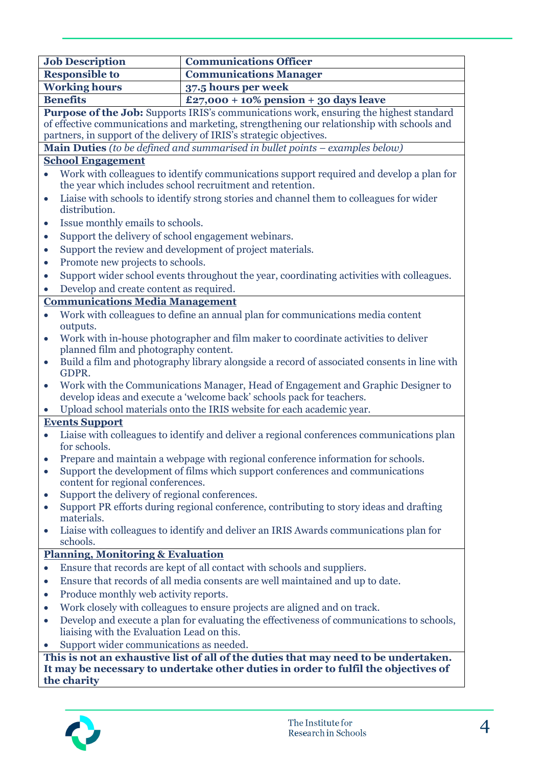| Job Description | Communications Officer |
|---|---|
| **Responsible to** | **Communications Manager** |
| **Working hours** | **37.5 hours per week** |
| **Benefits** | **£27,000 + 10% pension + 30 days leave** |

**Purpose of the Job:** Supports IRIS's communications work, ensuring the highest standard of effective communications and marketing, strengthening our relationship with schools and partners, in support of the delivery of IRIS's strategic objectives.

**Main Duties** *(to be defined and summarised in bullet points – examples below)*

**School Engagement**

- Work with colleagues to identify communications support required and develop a plan for the year which includes school recruitment and retention.
- Liaise with schools to identify strong stories and channel them to colleagues for wider distribution.
- Issue monthly emails to schools.
- Support the delivery of school engagement webinars.
- Support the review and development of project materials.
- Promote new projects to schools.
- Support wider school events throughout the year, coordinating activities with colleagues.
- Develop and create content as required.

**Communications Media Management**

- Work with colleagues to define an annual plan for communications media content outputs.
- Work with in-house photographer and film maker to coordinate activities to deliver planned film and photography content.
- Build a film and photography library alongside a record of associated consents in line with GDPR.
- Work with the Communications Manager, Head of Engagement and Graphic Designer to develop ideas and execute a 'welcome back' schools pack for teachers.
- Upload school materials onto the IRIS website for each academic year.

**Events Support**

- Liaise with colleagues to identify and deliver a regional conferences communications plan for schools.
- Prepare and maintain a webpage with regional conference information for schools.
- Support the development of films which support conferences and communications content for regional conferences.
- Support the delivery of regional conferences.
- Support PR efforts during regional conference, contributing to story ideas and drafting materials.
- Liaise with colleagues to identify and deliver an IRIS Awards communications plan for schools.

**Planning, Monitoring & Evaluation**

- Ensure that records are kept of all contact with schools and suppliers.
- Ensure that records of all media consents are well maintained and up to date.
- Produce monthly web activity reports.
- Work closely with colleagues to ensure projects are aligned and on track.
- Develop and execute a plan for evaluating the effectiveness of communications to schools, liaising with the Evaluation Lead on this.
- Support wider communications as needed.

**This is not an exhaustive list of all of the duties that may need to be undertaken. It may be necessary to undertake other duties in order to fulfil the objectives of the charity**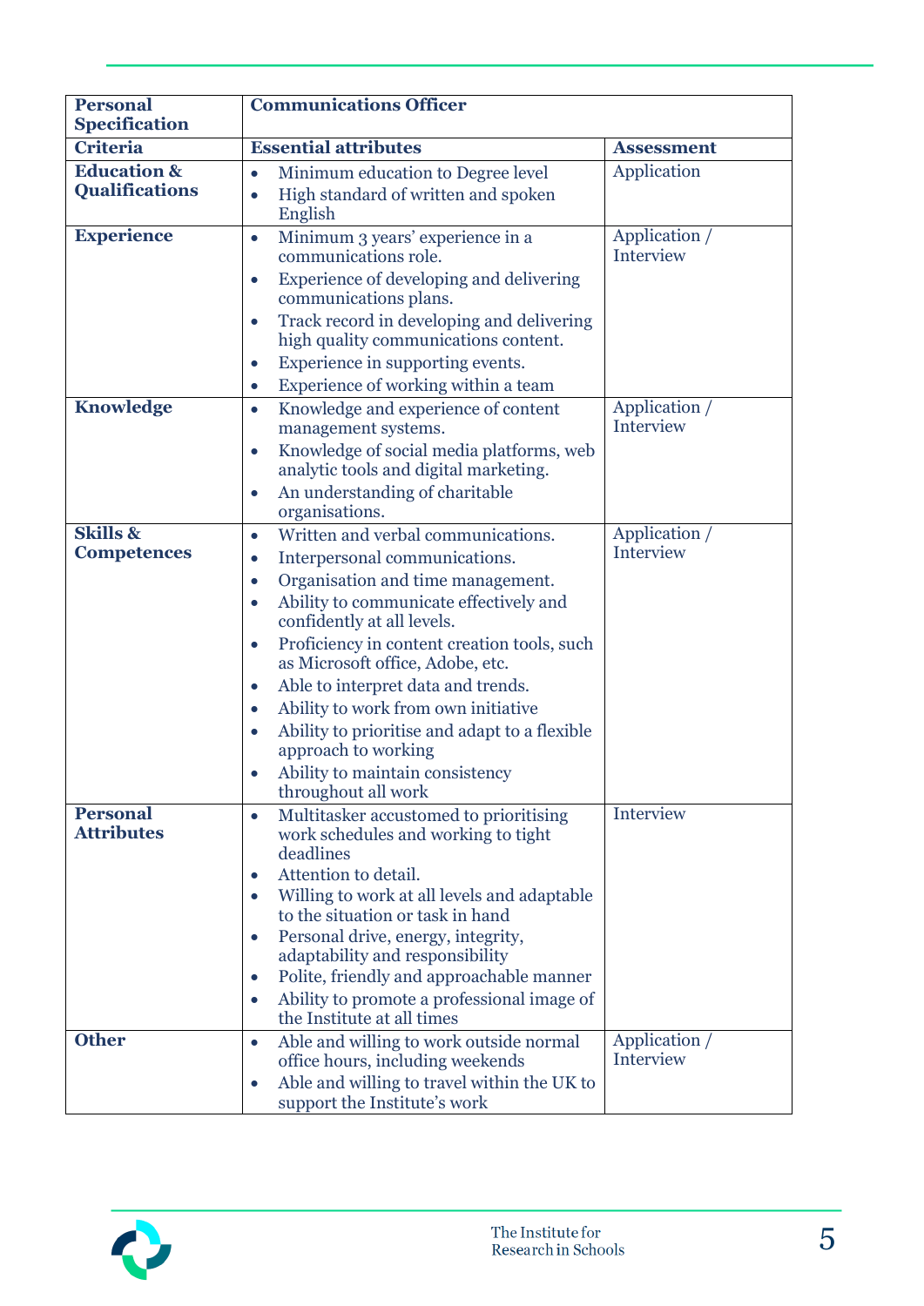| Personal Specification | Communications Officer | |
|---|---|---|
| **Criteria** | **Essential attributes** | **Assessment** |
| **Education & Qualifications** | • Minimum education to Degree level<br>• High standard of written and spoken English | Application |
| **Experience** | • Minimum 3 years' experience in a communications role.<br>• Experience of developing and delivering communications plans.<br>• Track record in developing and delivering high quality communications content.<br>• Experience in supporting events.<br>• Experience of working within a team | Application / Interview |
| **Knowledge** | • Knowledge and experience of content management systems.<br>• Knowledge of social media platforms, web analytic tools and digital marketing.<br>• An understanding of charitable organisations. | Application / Interview |
| **Skills & Competences** | • Written and verbal communications.<br>• Interpersonal communications.<br>• Organisation and time management.<br>• Ability to communicate effectively and confidently at all levels.<br>• Proficiency in content creation tools, such as Microsoft office, Adobe, etc.<br>• Able to interpret data and trends.<br>• Ability to work from own initiative<br>• Ability to prioritise and adapt to a flexible approach to working<br>• Ability to maintain consistency throughout all work | Application / Interview |
| **Personal Attributes** | • Multitasker accustomed to prioritising work schedules and working to tight deadlines<br>• Attention to detail.<br>• Willing to work at all levels and adaptable to the situation or task in hand<br>• Personal drive, energy, integrity, adaptability and responsibility<br>• Polite, friendly and approachable manner<br>• Ability to promote a professional image of the Institute at all times | Interview |
| **Other** | • Able and willing to work outside normal office hours, including weekends<br>• Able and willing to travel within the UK to support the Institute's work | Application / Interview |